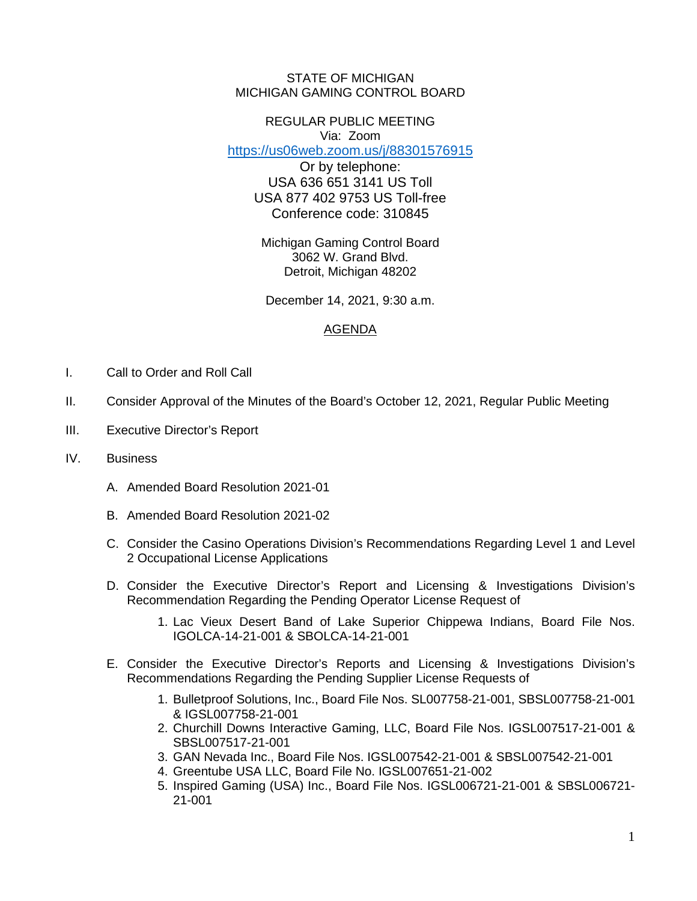STATE OF MICHIGAN
MICHIGAN GAMING CONTROL BOARD

REGULAR PUBLIC MEETING
Via: Zoom
https://us06web.zoom.us/j/88301576915
Or by telephone:
USA 636 651 3141 US Toll
USA 877 402 9753 US Toll-free
Conference code: 310845

Michigan Gaming Control Board
3062 W. Grand Blvd.
Detroit, Michigan 48202

December 14, 2021, 9:30 a.m.

## AGENDA

I. Call to Order and Roll Call

II. Consider Approval of the Minutes of the Board's October 12, 2021, Regular Public Meeting

III. Executive Director's Report

IV. Business

A. Amended Board Resolution 2021-01

B. Amended Board Resolution 2021-02

C. Consider the Casino Operations Division's Recommendations Regarding Level 1 and Level 2 Occupational License Applications

D. Consider the Executive Director's Report and Licensing & Investigations Division's Recommendation Regarding the Pending Operator License Request of

1. Lac Vieux Desert Band of Lake Superior Chippewa Indians, Board File Nos. IGOLCA-14-21-001 & SBOLCA-14-21-001

E. Consider the Executive Director's Reports and Licensing & Investigations Division's Recommendations Regarding the Pending Supplier License Requests of

1. Bulletproof Solutions, Inc., Board File Nos. SL007758-21-001, SBSL007758-21-001 & IGSL007758-21-001
2. Churchill Downs Interactive Gaming, LLC, Board File Nos. IGSL007517-21-001 & SBSL007517-21-001
3. GAN Nevada Inc., Board File Nos. IGSL007542-21-001 & SBSL007542-21-001
4. Greentube USA LLC, Board File No. IGSL007651-21-002
5. Inspired Gaming (USA) Inc., Board File Nos. IGSL006721-21-001 & SBSL006721-21-001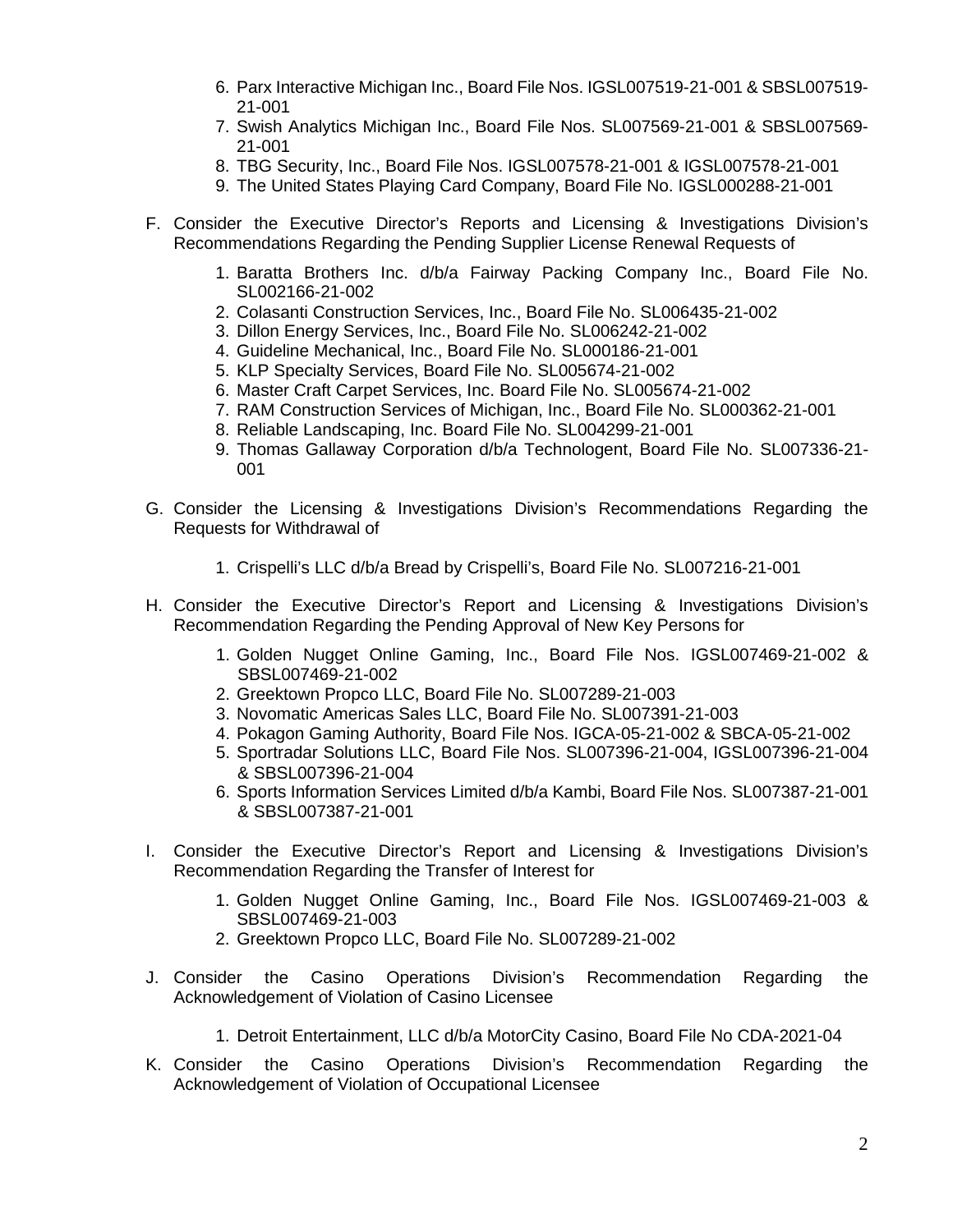6. Parx Interactive Michigan Inc., Board File Nos. IGSL007519-21-001 & SBSL007519-21-001
7. Swish Analytics Michigan Inc., Board File Nos. SL007569-21-001 & SBSL007569-21-001
8. TBG Security, Inc., Board File Nos. IGSL007578-21-001 & IGSL007578-21-001
9. The United States Playing Card Company, Board File No. IGSL000288-21-001

F. Consider the Executive Director's Reports and Licensing & Investigations Division's Recommendations Regarding the Pending Supplier License Renewal Requests of

1. Baratta Brothers Inc. d/b/a Fairway Packing Company Inc., Board File No. SL002166-21-002
2. Colasanti Construction Services, Inc., Board File No. SL006435-21-002
3. Dillon Energy Services, Inc., Board File No. SL006242-21-002
4. Guideline Mechanical, Inc., Board File No. SL000186-21-001
5. KLP Specialty Services, Board File No. SL005674-21-002
6. Master Craft Carpet Services, Inc. Board File No. SL005674-21-002
7. RAM Construction Services of Michigan, Inc., Board File No. SL000362-21-001
8. Reliable Landscaping, Inc. Board File No. SL004299-21-001
9. Thomas Gallaway Corporation d/b/a Technologent, Board File No. SL007336-21-001

G. Consider the Licensing & Investigations Division's Recommendations Regarding the Requests for Withdrawal of

1. Crispelli's LLC d/b/a Bread by Crispelli's, Board File No. SL007216-21-001

H. Consider the Executive Director's Report and Licensing & Investigations Division's Recommendation Regarding the Pending Approval of New Key Persons for

1. Golden Nugget Online Gaming, Inc., Board File Nos. IGSL007469-21-002 & SBSL007469-21-002
2. Greektown Propco LLC, Board File No. SL007289-21-003
3. Novomatic Americas Sales LLC, Board File No. SL007391-21-003
4. Pokagon Gaming Authority, Board File Nos. IGCA-05-21-002 & SBCA-05-21-002
5. Sportradar Solutions LLC, Board File Nos. SL007396-21-004, IGSL007396-21-004 & SBSL007396-21-004
6. Sports Information Services Limited d/b/a Kambi, Board File Nos. SL007387-21-001 & SBSL007387-21-001

I. Consider the Executive Director's Report and Licensing & Investigations Division's Recommendation Regarding the Transfer of Interest for

1. Golden Nugget Online Gaming, Inc., Board File Nos. IGSL007469-21-003 & SBSL007469-21-003
2. Greektown Propco LLC, Board File No. SL007289-21-002

J. Consider the Casino Operations Division's Recommendation Regarding the Acknowledgement of Violation of Casino Licensee

1. Detroit Entertainment, LLC d/b/a MotorCity Casino, Board File No CDA-2021-04

K. Consider the Casino Operations Division's Recommendation Regarding the Acknowledgement of Violation of Occupational Licensee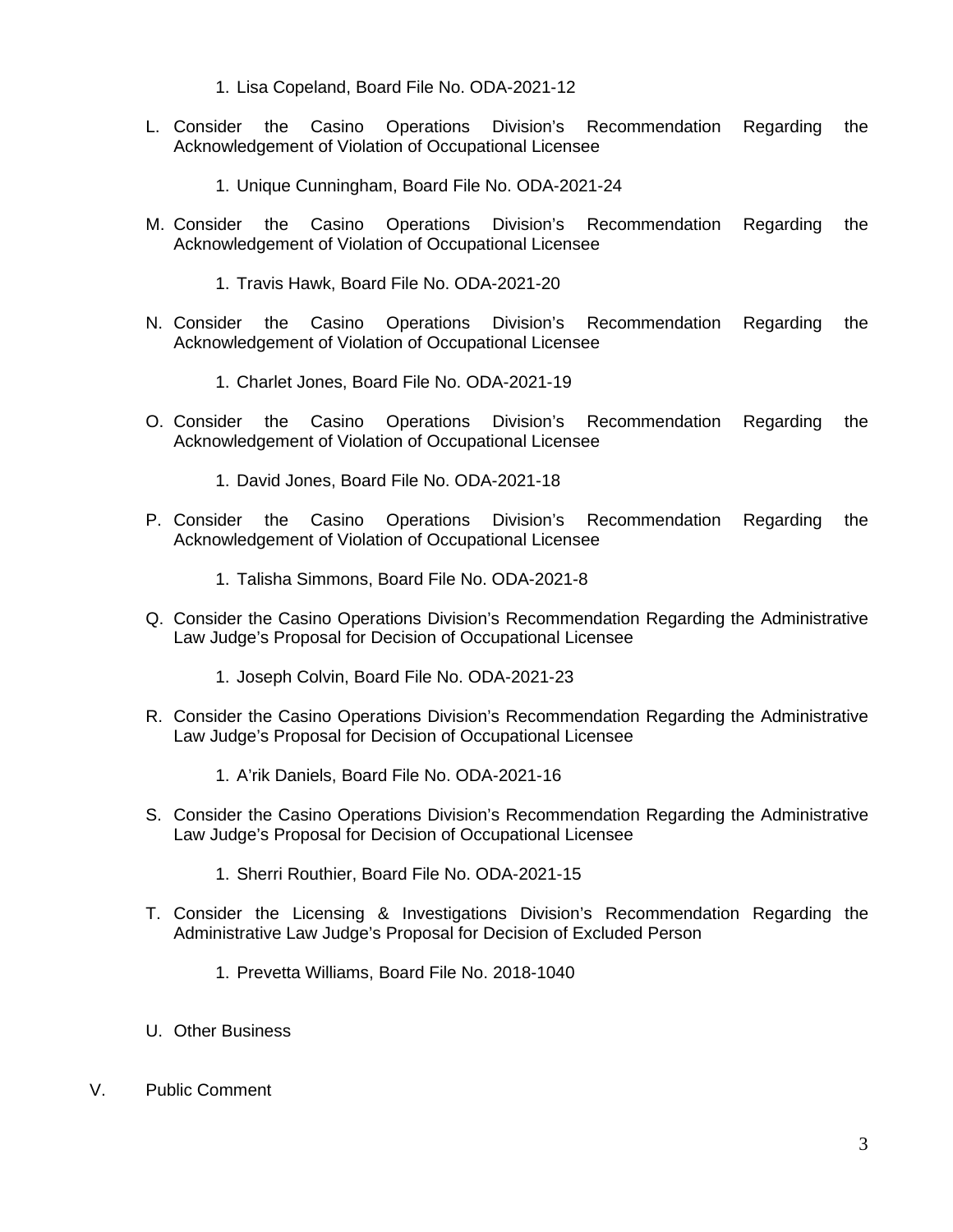1. Lisa Copeland, Board File No. ODA-2021-12

L. Consider the Casino Operations Division's Recommendation Regarding the Acknowledgement of Violation of Occupational Licensee

    1. Unique Cunningham, Board File No. ODA-2021-24

M. Consider the Casino Operations Division's Recommendation Regarding the Acknowledgement of Violation of Occupational Licensee

    1. Travis Hawk, Board File No. ODA-2021-20

N. Consider the Casino Operations Division's Recommendation Regarding the Acknowledgement of Violation of Occupational Licensee

    1. Charlet Jones, Board File No. ODA-2021-19

O. Consider the Casino Operations Division's Recommendation Regarding the Acknowledgement of Violation of Occupational Licensee

    1. David Jones, Board File No. ODA-2021-18

P. Consider the Casino Operations Division's Recommendation Regarding the Acknowledgement of Violation of Occupational Licensee

    1. Talisha Simmons, Board File No. ODA-2021-8

Q. Consider the Casino Operations Division's Recommendation Regarding the Administrative Law Judge's Proposal for Decision of Occupational Licensee

    1. Joseph Colvin, Board File No. ODA-2021-23

R. Consider the Casino Operations Division's Recommendation Regarding the Administrative Law Judge's Proposal for Decision of Occupational Licensee

    1. A'rik Daniels, Board File No. ODA-2021-16

S. Consider the Casino Operations Division's Recommendation Regarding the Administrative Law Judge's Proposal for Decision of Occupational Licensee

    1. Sherri Routhier, Board File No. ODA-2021-15

T. Consider the Licensing & Investigations Division's Recommendation Regarding the Administrative Law Judge's Proposal for Decision of Excluded Person

    1. Prevetta Williams, Board File No. 2018-1040

U. Other Business

V. Public Comment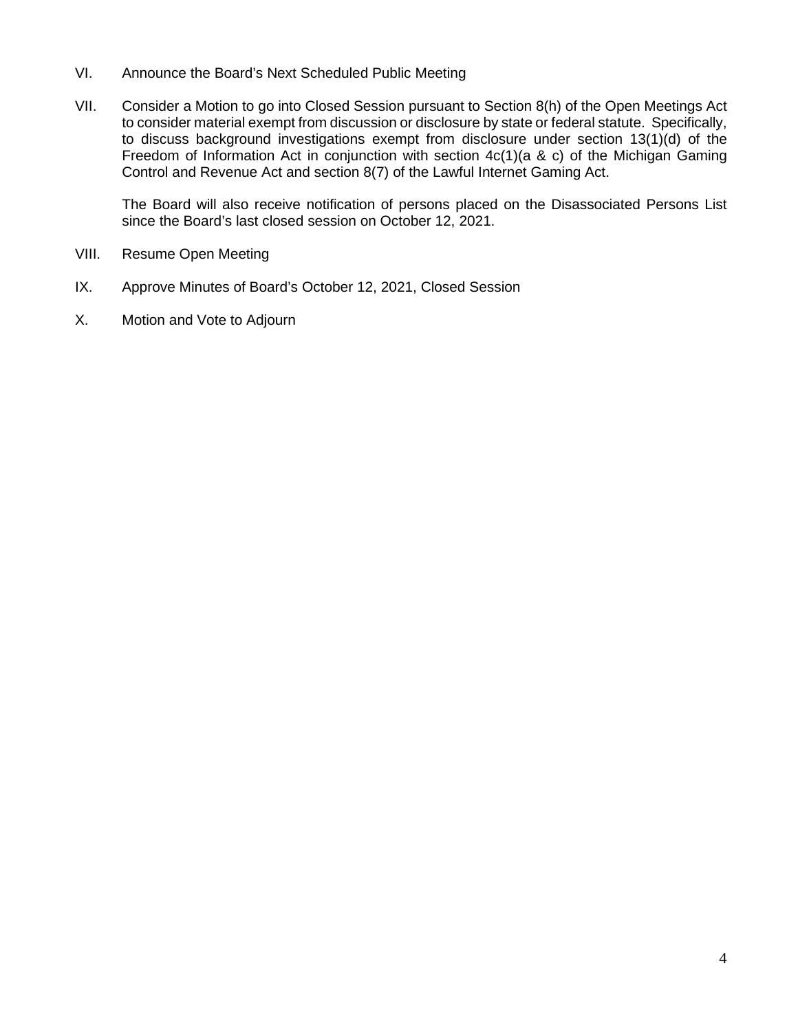VI. Announce the Board's Next Scheduled Public Meeting

VII. Consider a Motion to go into Closed Session pursuant to Section 8(h) of the Open Meetings Act to consider material exempt from discussion or disclosure by state or federal statute. Specifically, to discuss background investigations exempt from disclosure under section 13(1)(d) of the Freedom of Information Act in conjunction with section 4c(1)(a & c) of the Michigan Gaming Control and Revenue Act and section 8(7) of the Lawful Internet Gaming Act.

    The Board will also receive notification of persons placed on the Disassociated Persons List since the Board's last closed session on October 12, 2021.

VIII. Resume Open Meeting

IX. Approve Minutes of Board's October 12, 2021, Closed Session

X. Motion and Vote to Adjourn